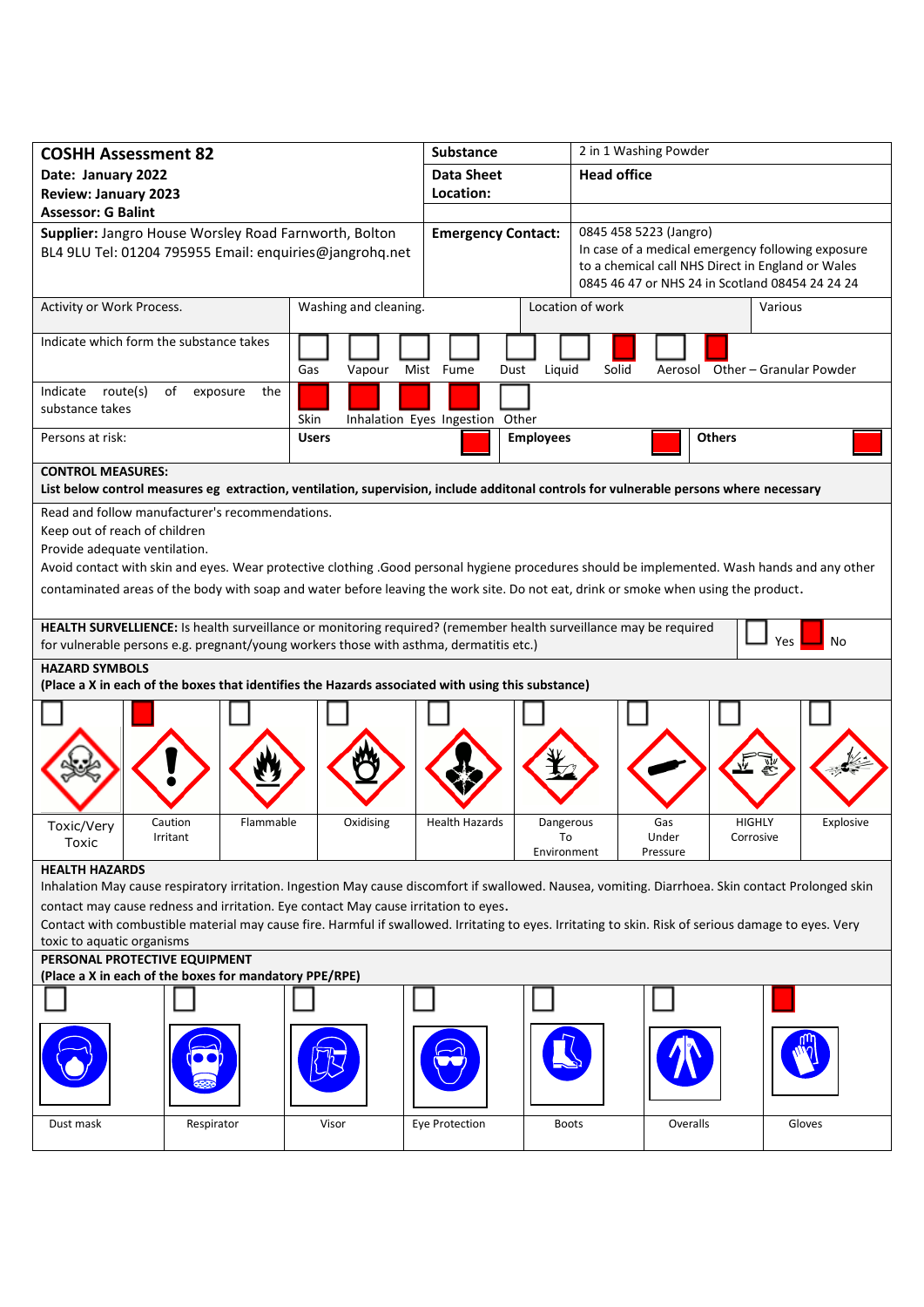| **COSHH Assessment 82** | **Substance** | 2 in 1 Washing Powder |
|---|---|---|
| **Date: January 2022** | **Data Sheet Location:** | **Head office** |
| **Review: January 2023** | | |
| **Assessor: G Balint** | | |
| **Supplier:** Jangro House Worsley Road Farnworth, Bolton BL4 9LU Tel: 01204 795955 Email: enquiries@jangrohq.net | **Emergency Contact:** | 0845 458 5223 (Jangro) In case of a medical emergency following exposure to a chemical call NHS Direct in England or Wales 0845 46 47 or NHS 24 in Scotland 08454 24 24 24 |

| Activity or Work Process. | Washing and cleaning. | Location of work | Various |
|---|---|---|---|

| Indicate which form the substance takes | Gas | Vapour | Mist | Fume | Dust | Liquid | Solid | Aerosol | Other – Granular Powder |
|---|---|---|---|---|---|---|---|---|---|
| | ☐ | ☐ | ☐ | ☐ | ☐ | ☐ | ☒ | ☐ | ☒ |

| Indicate route(s) of exposure the substance takes | Skin | Inhalation | Eyes | Ingestion | Other |
|---|---|---|---|---|---|
| | ☒ | ☒ | ☒ | ☒ | ☐ |

| Persons at risk: | **Users** ☒ | **Employees** ☒ | **Others** ☒ |
|---|---|---|---|

**CONTROL MEASURES:**
**List below control measures eg extraction, ventilation, supervision, include additonal controls for vulnerable persons where necessary**

Read and follow manufacturer's recommendations.
Keep out of reach of children
Provide adequate ventilation.
Avoid contact with skin and eyes. Wear protective clothing .Good personal hygiene procedures should be implemented. Wash hands and any other contaminated areas of the body with soap and water before leaving the work site. Do not eat, drink or smoke when using the product.

**HEALTH SURVELLIENCE:** Is health surveillance or monitoring required? (remember health surveillance may be required for vulnerable persons e.g. pregnant/young workers those with asthma, dermatitis etc.) ☐ Yes ☒ No

**HAZARD SYMBOLS**
**(Place a X in each of the boxes that identifies the Hazards associated with using this substance)**

| Toxic/Very Toxic | Caution Irritant | Flammable | Oxidising | Health Hazards | Dangerous To Environment | Gas Under Pressure | HIGHLY Corrosive | Explosive |
|---|---|---|---|---|---|---|---|---|
| ☐ | ☒ | ☐ | ☐ | ☐ | ☐ | ☐ | ☐ | ☐ |

**HEALTH HAZARDS**
Inhalation May cause respiratory irritation. Ingestion May cause discomfort if swallowed. Nausea, vomiting. Diarrhoea. Skin contact Prolonged skin contact may cause redness and irritation. Eye contact May cause irritation to eyes.
Contact with combustible material may cause fire. Harmful if swallowed. Irritating to eyes. Irritating to skin. Risk of serious damage to eyes. Very toxic to aquatic organisms

**PERSONAL PROTECTIVE EQUIPMENT**
**(Place a X in each of the boxes for mandatory PPE/RPE)**

| Dust mask | Respirator | Visor | Eye Protection | Boots | Overalls | Gloves |
|---|---|---|---|---|---|---|
| ☐ | ☐ | ☐ | ☐ | ☐ | ☐ | ☒ |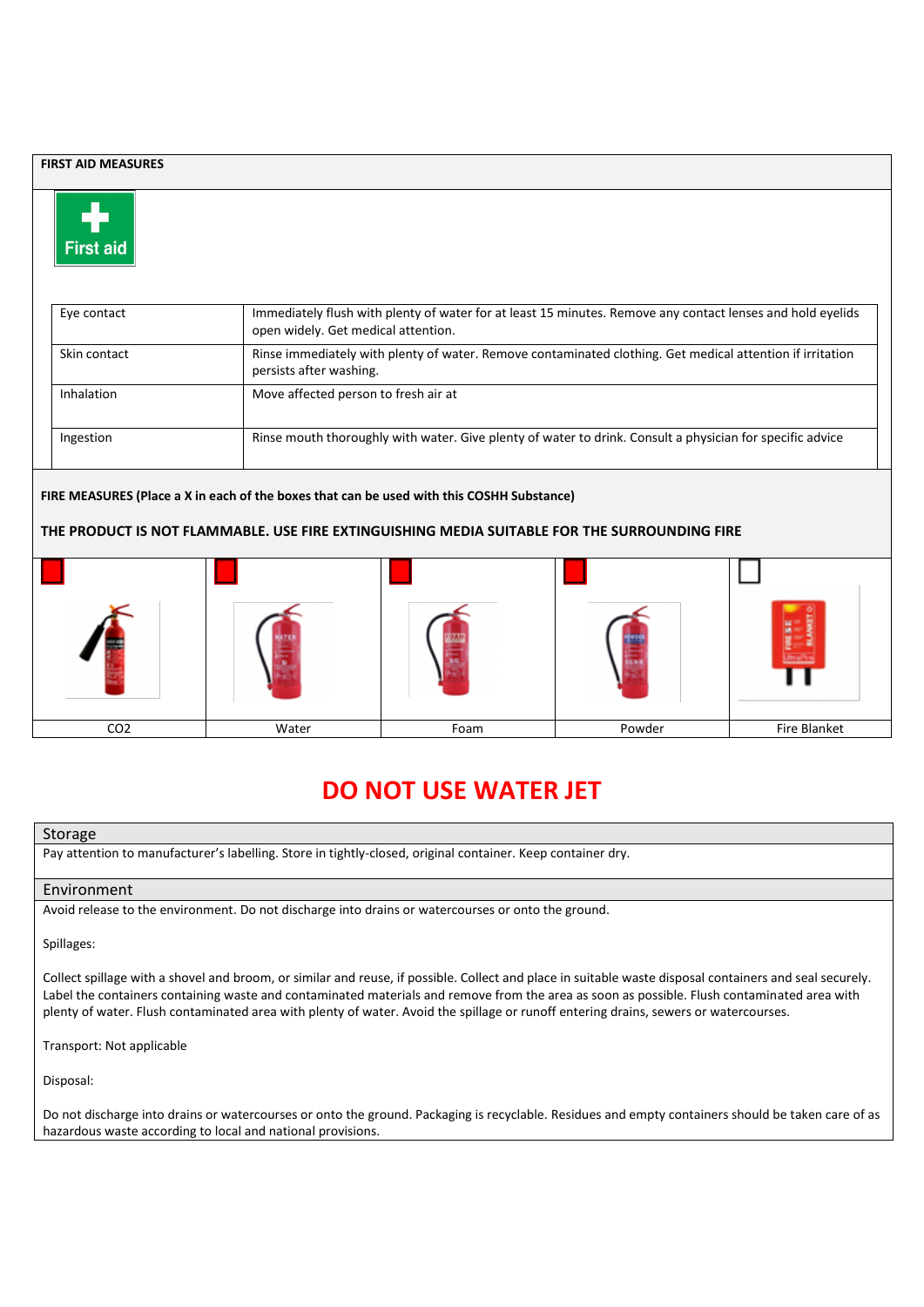**FIRST AID MEASURES**

First aid

| | |
|---|---|
| Eye contact | Immediately flush with plenty of water for at least 15 minutes. Remove any contact lenses and hold eyelids open widely. Get medical attention. |
| Skin contact | Rinse immediately with plenty of water. Remove contaminated clothing. Get medical attention if irritation persists after washing. |
| Inhalation | Move affected person to fresh air at |
| Ingestion | Rinse mouth thoroughly with water. Give plenty of water to drink. Consult a physician for specific advice |

**FIRE MEASURES (Place a X in each of the boxes that can be used with this COSHH Substance)**

**THE PRODUCT IS NOT FLAMMABLE. USE FIRE EXTINGUISHING MEDIA SUITABLE FOR THE SURROUNDING FIRE**

| $CO_2$ | Water | Foam | Powder | Fire Blanket |
|---|---|---|---|---|
| ■ | ■ | ■ | ■ | ☐ |

## DO NOT USE WATER JET

### Storage

Pay attention to manufacturer's labelling. Store in tightly-closed, original container. Keep container dry.

### Environment

Avoid release to the environment. Do not discharge into drains or watercourses or onto the ground.

Spillages:

Collect spillage with a shovel and broom, or similar and reuse, if possible. Collect and place in suitable waste disposal containers and seal securely. Label the containers containing waste and contaminated materials and remove from the area as soon as possible. Flush contaminated area with plenty of water. Flush contaminated area with plenty of water. Avoid the spillage or runoff entering drains, sewers or watercourses.

Transport: Not applicable

Disposal:

Do not discharge into drains or watercourses or onto the ground. Packaging is recyclable. Residues and empty containers should be taken care of as hazardous waste according to local and national provisions.